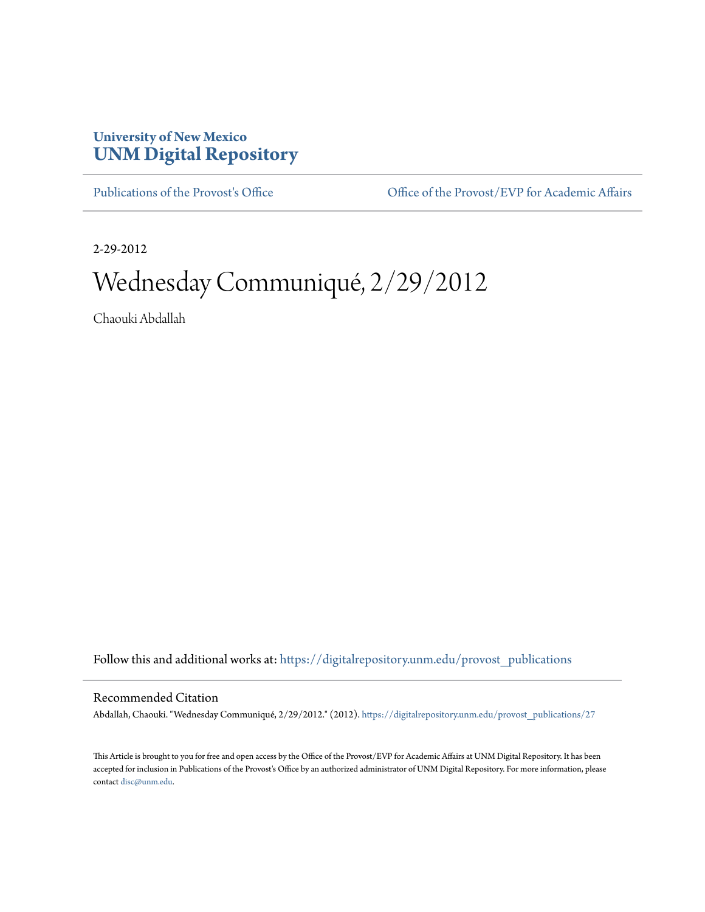**University of New Mexico**
**UNM Digital Repository**

Publications of the Provost's Office | Office of the Provost/EVP for Academic Affairs

2-29-2012

# Wednesday Communiqué, 2/29/2012

Chaouki Abdallah

Follow this and additional works at: https://digitalrepository.unm.edu/provost_publications

## Recommended Citation

Abdallah, Chaouki. "Wednesday Communiqué, 2/29/2012." (2012). https://digitalrepository.unm.edu/provost_publications/27

This Article is brought to you for free and open access by the Office of the Provost/EVP for Academic Affairs at UNM Digital Repository. It has been accepted for inclusion in Publications of the Provost's Office by an authorized administrator of UNM Digital Repository. For more information, please contact disc@unm.edu.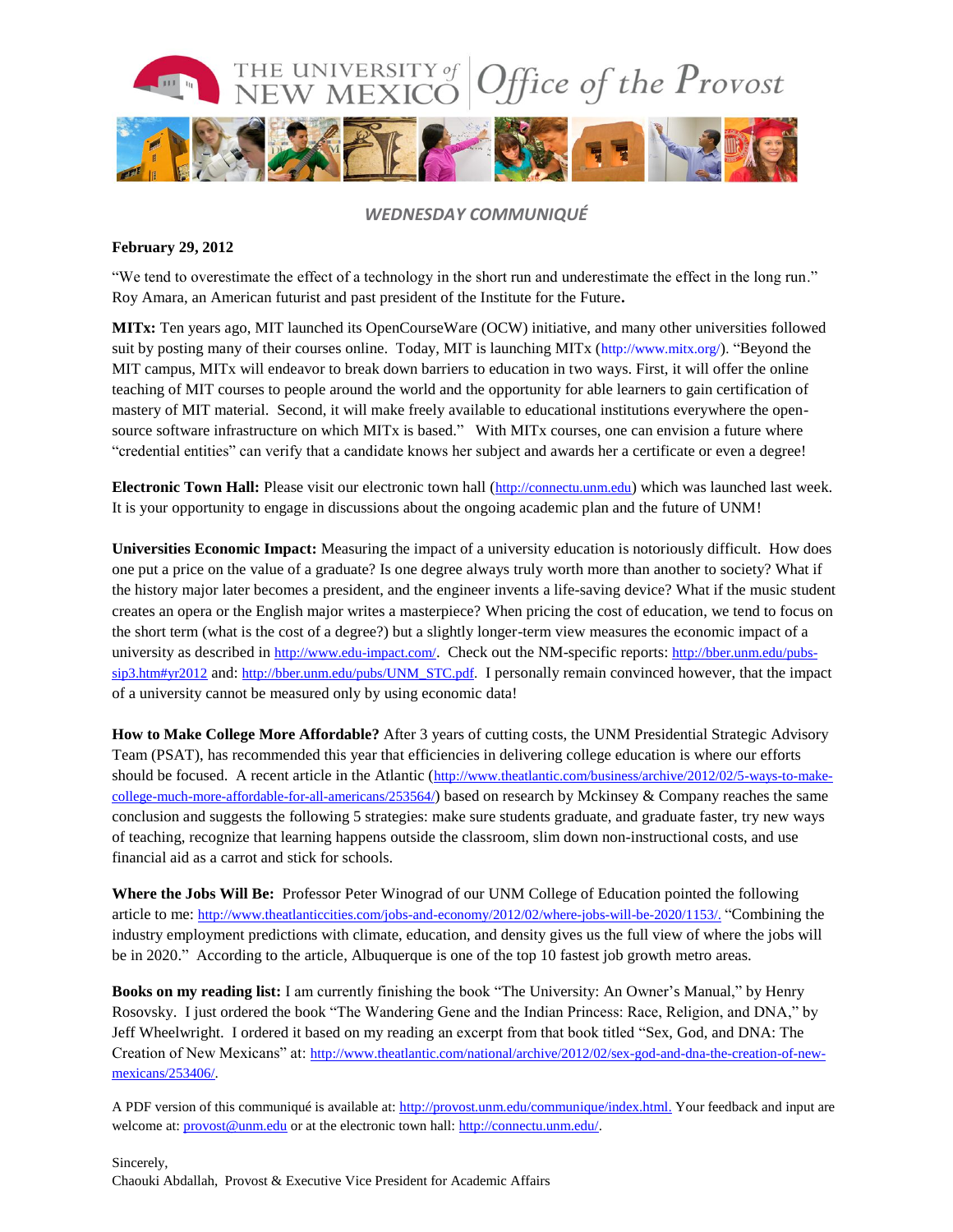THE UNIVERSITY of NEW MEXICO | Office of the Provost

## *WEDNESDAY COMMUNIQUÉ*

**February 29, 2012**

"We tend to overestimate the effect of a technology in the short run and underestimate the effect in the long run." Roy Amara, an American futurist and past president of the Institute for the Future**.**

**MITx:** Ten years ago, MIT launched its OpenCourseWare (OCW) initiative, and many other universities followed suit by posting many of their courses online. Today, MIT is launching MITx (http://www.mitx.org/). "Beyond the MIT campus, MITx will endeavor to break down barriers to education in two ways. First, it will offer the online teaching of MIT courses to people around the world and the opportunity for able learners to gain certification of mastery of MIT material. Second, it will make freely available to educational institutions everywhere the open-source software infrastructure on which MITx is based." With MITx courses, one can envision a future where "credential entities" can verify that a candidate knows her subject and awards her a certificate or even a degree!

**Electronic Town Hall:** Please visit our electronic town hall (http://connectu.unm.edu) which was launched last week. It is your opportunity to engage in discussions about the ongoing academic plan and the future of UNM!

**Universities Economic Impact:** Measuring the impact of a university education is notoriously difficult. How does one put a price on the value of a graduate? Is one degree always truly worth more than another to society? What if the history major later becomes a president, and the engineer invents a life-saving device? What if the music student creates an opera or the English major writes a masterpiece? When pricing the cost of education, we tend to focus on the short term (what is the cost of a degree?) but a slightly longer-term view measures the economic impact of a university as described in http://www.edu-impact.com/. Check out the NM-specific reports: http://bber.unm.edu/pubs-sip3.htm#yr2012 and: http://bber.unm.edu/pubs/UNM_STC.pdf. I personally remain convinced however, that the impact of a university cannot be measured only by using economic data!

**How to Make College More Affordable?** After 3 years of cutting costs, the UNM Presidential Strategic Advisory Team (PSAT), has recommended this year that efficiencies in delivering college education is where our efforts should be focused. A recent article in the Atlantic (http://www.theatlantic.com/business/archive/2012/02/5-ways-to-make-college-much-more-affordable-for-all-americans/253564/) based on research by Mckinsey & Company reaches the same conclusion and suggests the following 5 strategies: make sure students graduate, and graduate faster, try new ways of teaching, recognize that learning happens outside the classroom, slim down non-instructional costs, and use financial aid as a carrot and stick for schools.

**Where the Jobs Will Be:** Professor Peter Winograd of our UNM College of Education pointed the following article to me: http://www.theatlanticcities.com/jobs-and-economy/2012/02/where-jobs-will-be-2020/1153/. "Combining the industry employment predictions with climate, education, and density gives us the full view of where the jobs will be in 2020." According to the article, Albuquerque is one of the top 10 fastest job growth metro areas.

**Books on my reading list:** I am currently finishing the book "The University: An Owner's Manual," by Henry Rosovsky. I just ordered the book "The Wandering Gene and the Indian Princess: Race, Religion, and DNA," by Jeff Wheelwright. I ordered it based on my reading an excerpt from that book titled "Sex, God, and DNA: The Creation of New Mexicans" at: http://www.theatlantic.com/national/archive/2012/02/sex-god-and-dna-the-creation-of-new-mexicans/253406/.

A PDF version of this communiqué is available at: http://provost.unm.edu/communique/index.html. Your feedback and input are welcome at: provost@unm.edu or at the electronic town hall: http://connectu.unm.edu/.

Sincerely,
Chaouki Abdallah, Provost & Executive Vice President for Academic Affairs